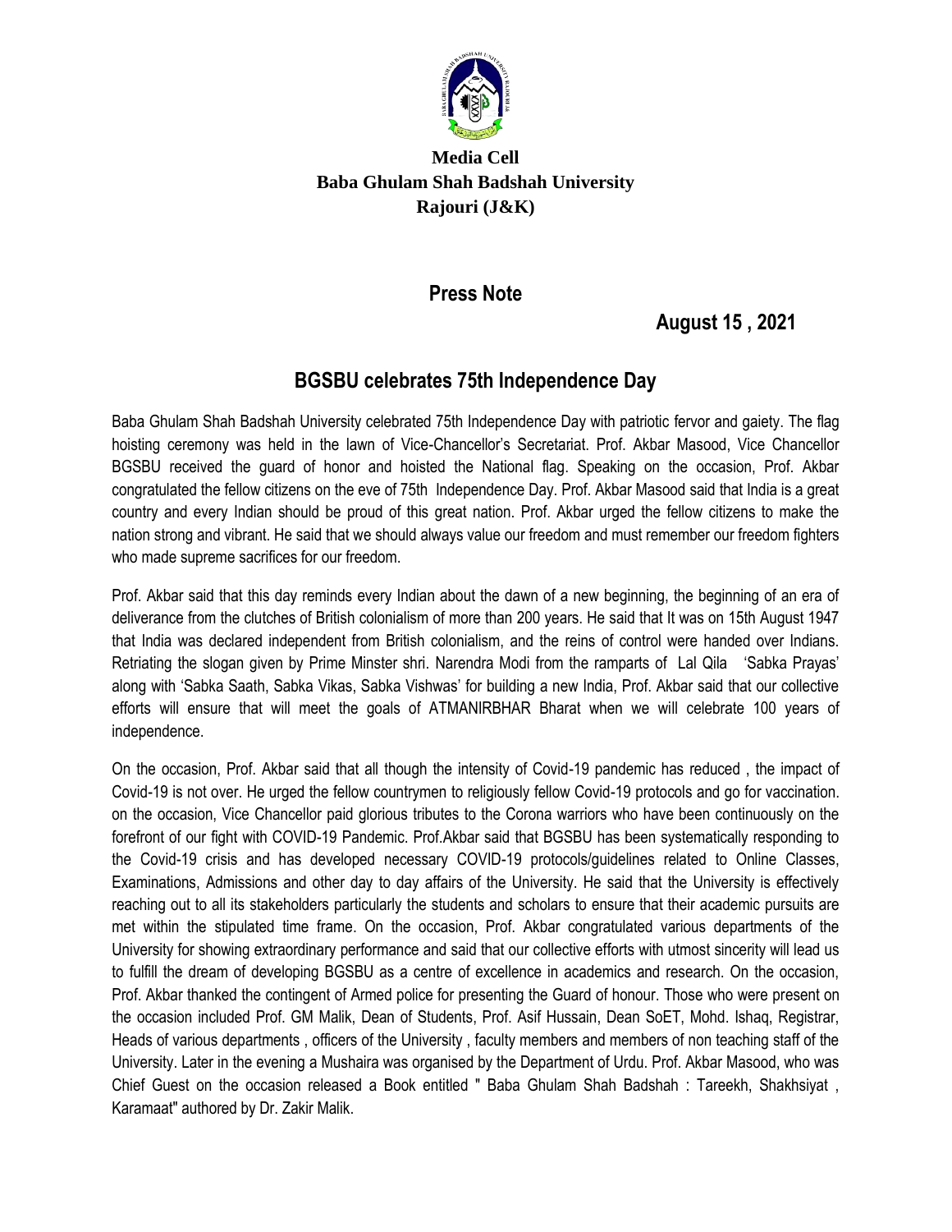**Media Cell**
**Baba Ghulam Shah Badshah University**
**Rajouri (J&K)**

## Press Note

**August 15 , 2021**

## BGSBU celebrates 75th Independence Day

Baba Ghulam Shah Badshah University celebrated 75th Independence Day with patriotic fervor and gaiety. The flag hoisting ceremony was held in the lawn of Vice-Chancellor's Secretariat. Prof. Akbar Masood, Vice Chancellor BGSBU received the guard of honor and hoisted the National flag. Speaking on the occasion, Prof. Akbar congratulated the fellow citizens on the eve of 75th Independence Day. Prof. Akbar Masood said that India is a great country and every Indian should be proud of this great nation. Prof. Akbar urged the fellow citizens to make the nation strong and vibrant. He said that we should always value our freedom and must remember our freedom fighters who made supreme sacrifices for our freedom.

Prof. Akbar said that this day reminds every Indian about the dawn of a new beginning, the beginning of an era of deliverance from the clutches of British colonialism of more than 200 years. He said that It was on 15th August 1947 that India was declared independent from British colonialism, and the reins of control were handed over Indians. Retriating the slogan given by Prime Minster shri. Narendra Modi from the ramparts of Lal Qila 'Sabka Prayas' along with 'Sabka Saath, Sabka Vikas, Sabka Vishwas' for building a new India, Prof. Akbar said that our collective efforts will ensure that will meet the goals of ATMANIRBHAR Bharat when we will celebrate 100 years of independence.

On the occasion, Prof. Akbar said that all though the intensity of Covid-19 pandemic has reduced , the impact of Covid-19 is not over. He urged the fellow countrymen to religiously fellow Covid-19 protocols and go for vaccination. on the occasion, Vice Chancellor paid glorious tributes to the Corona warriors who have been continuously on the forefront of our fight with COVID-19 Pandemic. Prof.Akbar said that BGSBU has been systematically responding to the Covid-19 crisis and has developed necessary COVID-19 protocols/guidelines related to Online Classes, Examinations, Admissions and other day to day affairs of the University. He said that the University is effectively reaching out to all its stakeholders particularly the students and scholars to ensure that their academic pursuits are met within the stipulated time frame. On the occasion, Prof. Akbar congratulated various departments of the University for showing extraordinary performance and said that our collective efforts with utmost sincerity will lead us to fulfill the dream of developing BGSBU as a centre of excellence in academics and research. On the occasion, Prof. Akbar thanked the contingent of Armed police for presenting the Guard of honour. Those who were present on the occasion included Prof. GM Malik, Dean of Students, Prof. Asif Hussain, Dean SoET, Mohd. Ishaq, Registrar, Heads of various departments , officers of the University , faculty members and members of non teaching staff of the University. Later in the evening a Mushaira was organised by the Department of Urdu. Prof. Akbar Masood, who was Chief Guest on the occasion released a Book entitled " Baba Ghulam Shah Badshah : Tareekh, Shakhsiyat , Karamaat" authored by Dr. Zakir Malik.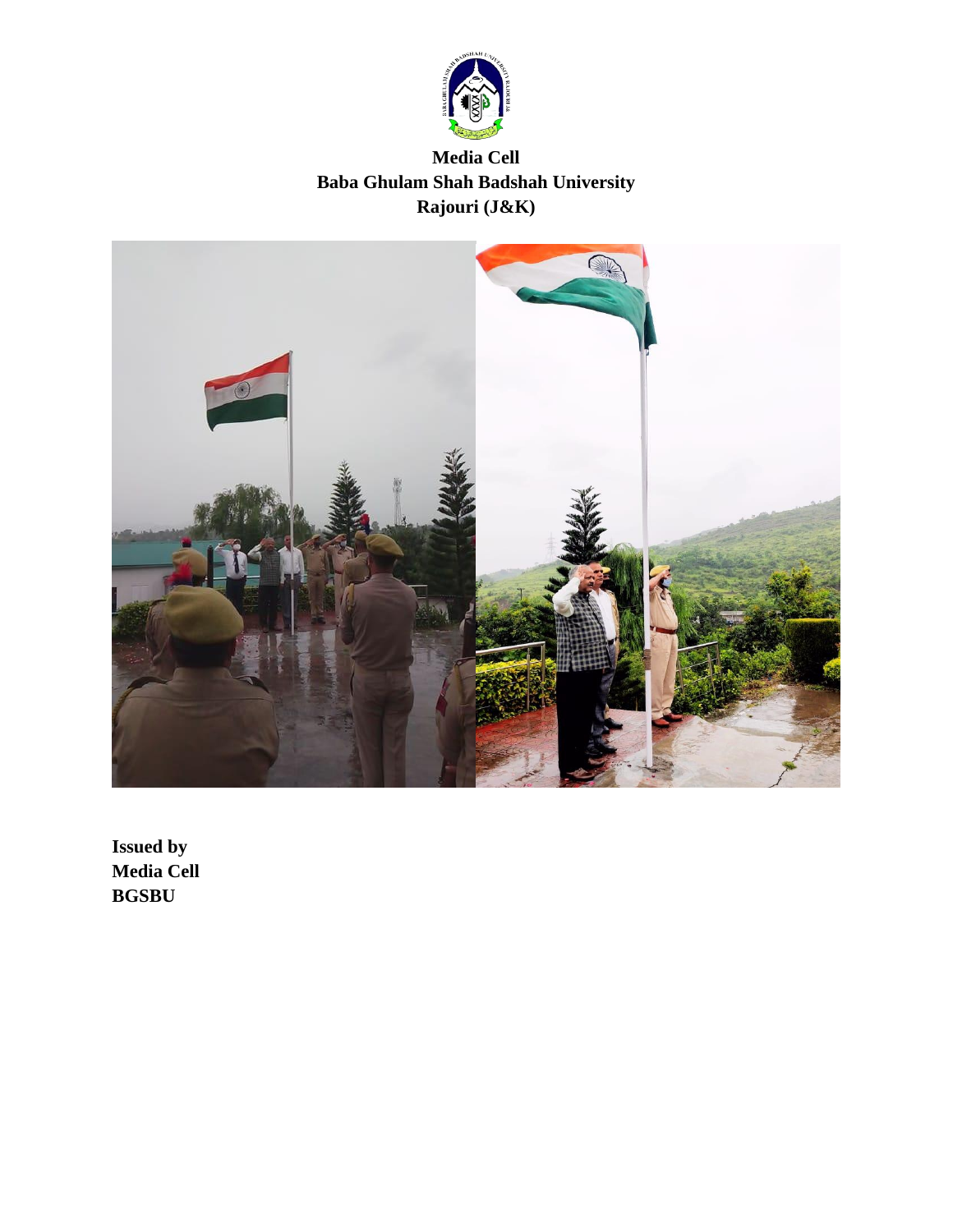**Media Cell**
**Baba Ghulam Shah Badshah University**
**Rajouri (J&K)**

**Issued by**
**Media Cell**
**BGSBU**